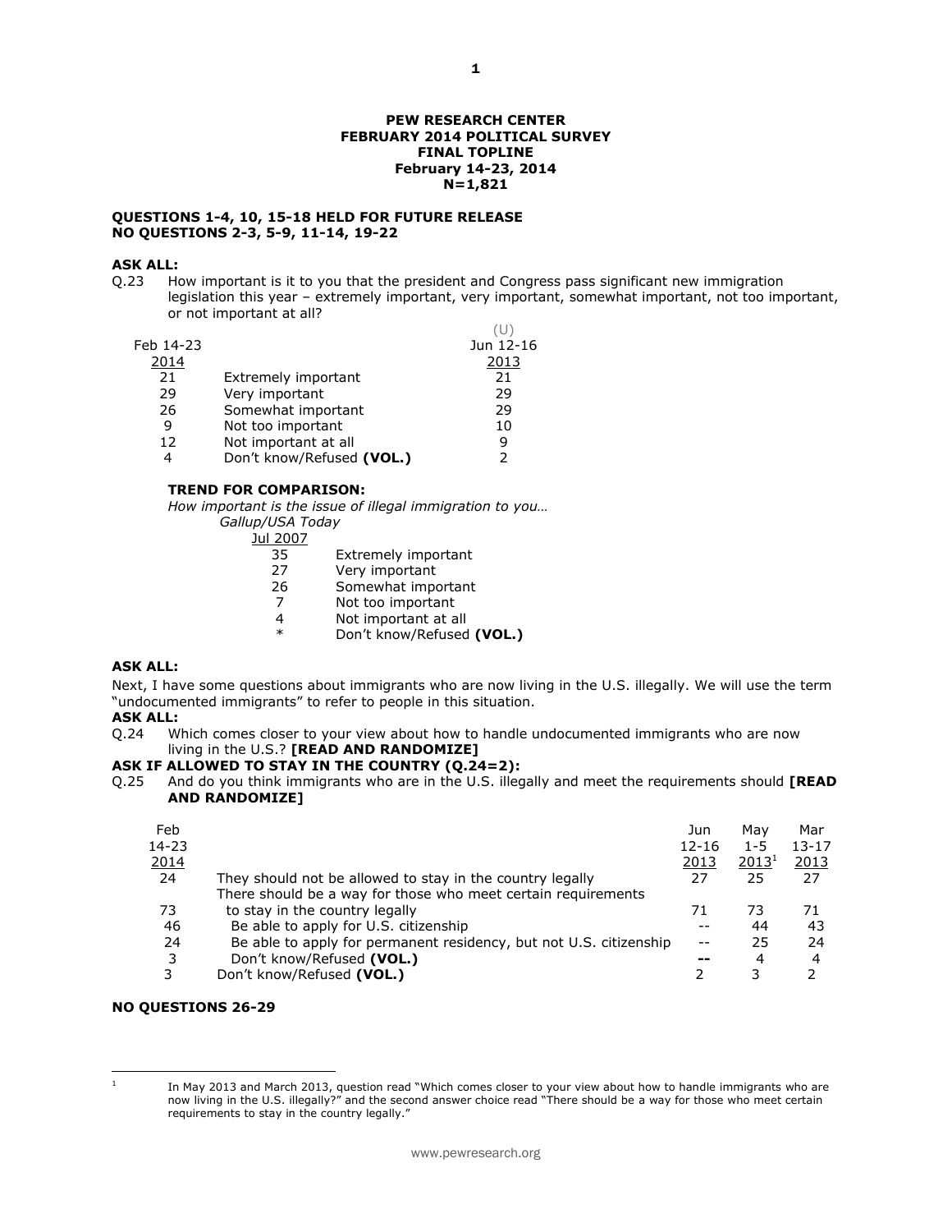**PEW RESEARCH CENTER**
**FEBRUARY 2014 POLITICAL SURVEY**
**FINAL TOPLINE**
**February 14-23, 2014**
**N=1,821**

**QUESTIONS 1-4, 10, 15-18 HELD FOR FUTURE RELEASE**
**NO QUESTIONS 2-3, 5-9, 11-14, 19-22**

**ASK ALL:**
Q.23 How important is it to you that the president and Congress pass significant new immigration legislation this year – extremely important, very important, somewhat important, not too important, or not important at all?

| Feb 14-23 2014 | | (U) Jun 12-16 2013 |
|---|---|---|
| 21 | Extremely important | 21 |
| 29 | Very important | 29 |
| 26 | Somewhat important | 29 |
| 9 | Not too important | 10 |
| 12 | Not important at all | 9 |
| 4 | Don't know/Refused **(VOL.)** | 2 |

**TREND FOR COMPARISON:**
*How important is the issue of illegal immigration to you…*
*Gallup/USA Today*

| Jul 2007 | |
|---|---|
| 35 | Extremely important |
| 27 | Very important |
| 26 | Somewhat important |
| 7 | Not too important |
| 4 | Not important at all |
| * | Don't know/Refused **(VOL.)** |

**ASK ALL:**
Next, I have some questions about immigrants who are now living in the U.S. illegally. We will use the term "undocumented immigrants" to refer to people in this situation.
**ASK ALL:**
Q.24 Which comes closer to your view about how to handle undocumented immigrants who are now living in the U.S.? **[READ AND RANDOMIZE]**
**ASK IF ALLOWED TO STAY IN THE COUNTRY (Q.24=2):**
Q.25 And do you think immigrants who are in the U.S. illegally and meet the requirements should **[READ AND RANDOMIZE]**

| Feb 14-23 2014 | | Jun 12-16 2013 | May 1-5 2013[1] | Mar 13-17 2013 |
|---|---|---|---|---|
| 24 | They should not be allowed to stay in the country legally | 27 | 25 | 27 |
| 73 | There should be a way for those who meet certain requirements to stay in the country legally | 71 | 73 | 71 |
| 46 | Be able to apply for U.S. citizenship | -- | 44 | 43 |
| 24 | Be able to apply for permanent residency, but not U.S. citizenship | -- | 25 | 24 |
| 3 | Don't know/Refused **(VOL.)** | -- | 4 | 4 |
| 3 | Don't know/Refused **(VOL.)** | 2 | 3 | 2 |

**NO QUESTIONS 26-29**

[1] In May 2013 and March 2013, question read "Which comes closer to your view about how to handle immigrants who are now living in the U.S. illegally?" and the second answer choice read "There should be a way for those who meet certain requirements to stay in the country legally."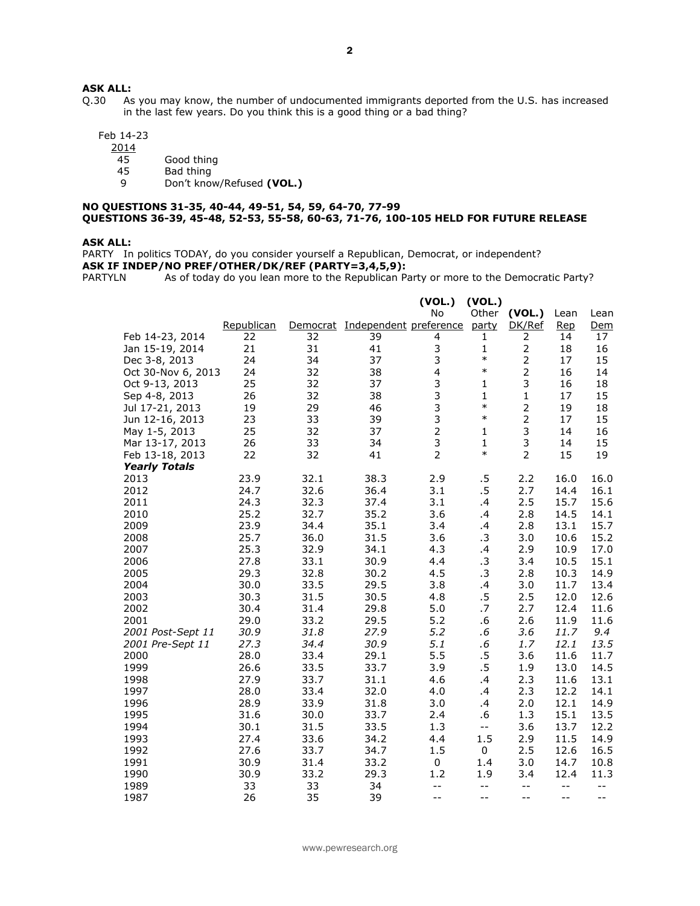**ASK ALL:**

Q.30 As you may know, the number of undocumented immigrants deported from the U.S. has increased in the last few years. Do you think this is a good thing or a bad thing?

| Feb 14-23 2014 | |
|---|---|
| 45 | Good thing |
| 45 | Bad thing |
| 9 | Don't know/Refused **(VOL.)** |

**NO QUESTIONS 31-35, 40-44, 49-51, 54, 59, 64-70, 77-99**
**QUESTIONS 36-39, 45-48, 52-53, 55-58, 60-63, 71-76, 100-105 HELD FOR FUTURE RELEASE**

**ASK ALL:**

PARTY In politics TODAY, do you consider yourself a Republican, Democrat, or independent?

**ASK IF INDEP/NO PREF/OTHER/DK/REF (PARTY=3,4,5,9):**

PARTYLN As of today do you lean more to the Republican Party or more to the Democratic Party?

| | Republican | Democrat | Independent | **(VOL.)** No preference | **(VOL.)** Other party | **(VOL.)** DK/Ref | Lean Rep | Lean Dem |
|---|---|---|---|---|---|---|---|---|
| Feb 14-23, 2014 | 22 | 32 | 39 | 4 | 1 | 2 | 14 | 17 |
| Jan 15-19, 2014 | 21 | 31 | 41 | 3 | 1 | 2 | 18 | 16 |
| Dec 3-8, 2013 | 24 | 34 | 37 | 3 | * | 2 | 17 | 15 |
| Oct 30-Nov 6, 2013 | 24 | 32 | 38 | 4 | * | 2 | 16 | 14 |
| Oct 9-13, 2013 | 25 | 32 | 37 | 3 | 1 | 3 | 16 | 18 |
| Sep 4-8, 2013 | 26 | 32 | 38 | 3 | 1 | 1 | 17 | 15 |
| Jul 17-21, 2013 | 19 | 29 | 46 | 3 | * | 2 | 19 | 18 |
| Jun 12-16, 2013 | 23 | 33 | 39 | 3 | * | 2 | 17 | 15 |
| May 1-5, 2013 | 25 | 32 | 37 | 2 | 1 | 3 | 14 | 16 |
| Mar 13-17, 2013 | 26 | 33 | 34 | 3 | 1 | 3 | 14 | 15 |
| Feb 13-18, 2013 | 22 | 32 | 41 | 2 | * | 2 | 15 | 19 |
| ***Yearly Totals*** | | | | | | | | |
| 2013 | 23.9 | 32.1 | 38.3 | 2.9 | .5 | 2.2 | 16.0 | 16.0 |
| 2012 | 24.7 | 32.6 | 36.4 | 3.1 | .5 | 2.7 | 14.4 | 16.1 |
| 2011 | 24.3 | 32.3 | 37.4 | 3.1 | .4 | 2.5 | 15.7 | 15.6 |
| 2010 | 25.2 | 32.7 | 35.2 | 3.6 | .4 | 2.8 | 14.5 | 14.1 |
| 2009 | 23.9 | 34.4 | 35.1 | 3.4 | .4 | 2.8 | 13.1 | 15.7 |
| 2008 | 25.7 | 36.0 | 31.5 | 3.6 | .3 | 3.0 | 10.6 | 15.2 |
| 2007 | 25.3 | 32.9 | 34.1 | 4.3 | .4 | 2.9 | 10.9 | 17.0 |
| 2006 | 27.8 | 33.1 | 30.9 | 4.4 | .3 | 3.4 | 10.5 | 15.1 |
| 2005 | 29.3 | 32.8 | 30.2 | 4.5 | .3 | 2.8 | 10.3 | 14.9 |
| 2004 | 30.0 | 33.5 | 29.5 | 3.8 | .4 | 3.0 | 11.7 | 13.4 |
| 2003 | 30.3 | 31.5 | 30.5 | 4.8 | .5 | 2.5 | 12.0 | 12.6 |
| 2002 | 30.4 | 31.4 | 29.8 | 5.0 | .7 | 2.7 | 12.4 | 11.6 |
| 2001 | 29.0 | 33.2 | 29.5 | 5.2 | .6 | 2.6 | 11.9 | 11.6 |
| *2001 Post-Sept 11* | *30.9* | *31.8* | *27.9* | *5.2* | *.6* | *3.6* | *11.7* | *9.4* |
| *2001 Pre-Sept 11* | *27.3* | *34.4* | *30.9* | *5.1* | *.6* | *1.7* | *12.1* | *13.5* |
| 2000 | 28.0 | 33.4 | 29.1 | 5.5 | .5 | 3.6 | 11.6 | 11.7 |
| 1999 | 26.6 | 33.5 | 33.7 | 3.9 | .5 | 1.9 | 13.0 | 14.5 |
| 1998 | 27.9 | 33.7 | 31.1 | 4.6 | .4 | 2.3 | 11.6 | 13.1 |
| 1997 | 28.0 | 33.4 | 32.0 | 4.0 | .4 | 2.3 | 12.2 | 14.1 |
| 1996 | 28.9 | 33.9 | 31.8 | 3.0 | .4 | 2.0 | 12.1 | 14.9 |
| 1995 | 31.6 | 30.0 | 33.7 | 2.4 | .6 | 1.3 | 15.1 | 13.5 |
| 1994 | 30.1 | 31.5 | 33.5 | 1.3 | -- | 3.6 | 13.7 | 12.2 |
| 1993 | 27.4 | 33.6 | 34.2 | 4.4 | 1.5 | 2.9 | 11.5 | 14.9 |
| 1992 | 27.6 | 33.7 | 34.7 | 1.5 | 0 | 2.5 | 12.6 | 16.5 |
| 1991 | 30.9 | 31.4 | 33.2 | 0 | 1.4 | 3.0 | 14.7 | 10.8 |
| 1990 | 30.9 | 33.2 | 29.3 | 1.2 | 1.9 | 3.4 | 12.4 | 11.3 |
| 1989 | 33 | 33 | 34 | -- | -- | -- | -- | -- |
| 1987 | 26 | 35 | 39 | -- | -- | -- | -- | -- |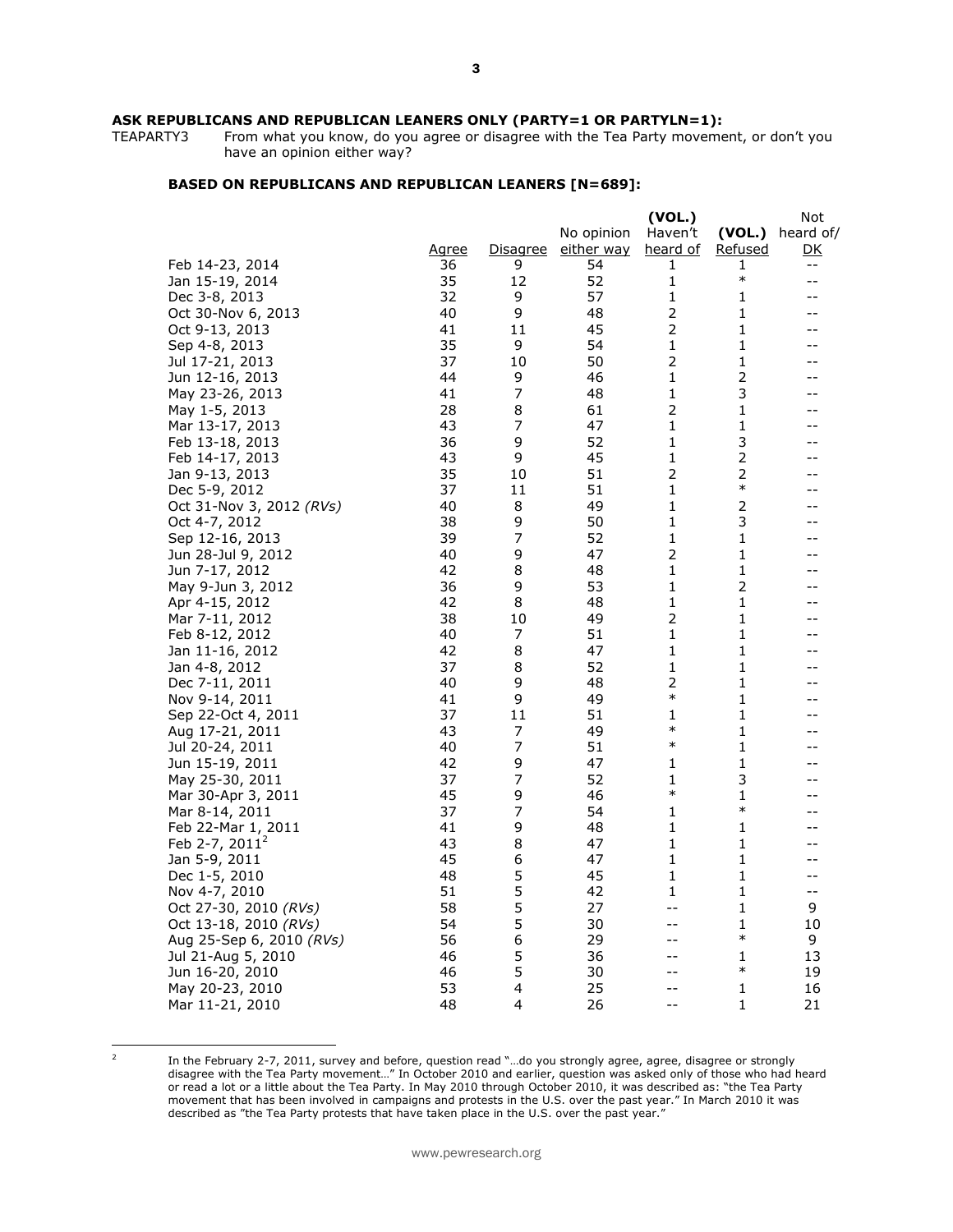**ASK REPUBLICANS AND REPUBLICAN LEANERS ONLY (PARTY=1 OR PARTYLN=1):**

TEAPARTY3 From what you know, do you agree or disagree with the Tea Party movement, or don't you have an opinion either way?

**BASED ON REPUBLICANS AND REPUBLICAN LEANERS [N=689]:**

| | Agree | Disagree | No opinion either way | (VOL.) Haven't heard of | (VOL.) Refused | Not heard of/ DK |
|---|---|---|---|---|---|---|
| Feb 14-23, 2014 | 36 | 9 | 54 | 1 | 1 | -- |
| Jan 15-19, 2014 | 35 | 12 | 52 | 1 | * | -- |
| Dec 3-8, 2013 | 32 | 9 | 57 | 1 | 1 | -- |
| Oct 30-Nov 6, 2013 | 40 | 9 | 48 | 2 | 1 | -- |
| Oct 9-13, 2013 | 41 | 11 | 45 | 2 | 1 | -- |
| Sep 4-8, 2013 | 35 | 9 | 54 | 1 | 1 | -- |
| Jul 17-21, 2013 | 37 | 10 | 50 | 2 | 1 | -- |
| Jun 12-16, 2013 | 44 | 9 | 46 | 1 | 2 | -- |
| May 23-26, 2013 | 41 | 7 | 48 | 1 | 3 | -- |
| May 1-5, 2013 | 28 | 8 | 61 | 2 | 1 | -- |
| Mar 13-17, 2013 | 43 | 7 | 47 | 1 | 1 | -- |
| Feb 13-18, 2013 | 36 | 9 | 52 | 1 | 3 | -- |
| Feb 14-17, 2013 | 43 | 9 | 45 | 1 | 2 | -- |
| Jan 9-13, 2013 | 35 | 10 | 51 | 2 | 2 | -- |
| Dec 5-9, 2012 | 37 | 11 | 51 | 1 | * | -- |
| Oct 31-Nov 3, 2012 *(RVs)* | 40 | 8 | 49 | 1 | 2 | -- |
| Oct 4-7, 2012 | 38 | 9 | 50 | 1 | 3 | -- |
| Sep 12-16, 2013 | 39 | 7 | 52 | 1 | 1 | -- |
| Jun 28-Jul 9, 2012 | 40 | 9 | 47 | 2 | 1 | -- |
| Jun 7-17, 2012 | 42 | 8 | 48 | 1 | 1 | -- |
| May 9-Jun 3, 2012 | 36 | 9 | 53 | 1 | 2 | -- |
| Apr 4-15, 2012 | 42 | 8 | 48 | 1 | 1 | -- |
| Mar 7-11, 2012 | 38 | 10 | 49 | 2 | 1 | -- |
| Feb 8-12, 2012 | 40 | 7 | 51 | 1 | 1 | -- |
| Jan 11-16, 2012 | 42 | 8 | 47 | 1 | 1 | -- |
| Jan 4-8, 2012 | 37 | 8 | 52 | 1 | 1 | -- |
| Dec 7-11, 2011 | 40 | 9 | 48 | 2 | 1 | -- |
| Nov 9-14, 2011 | 41 | 9 | 49 | * | 1 | -- |
| Sep 22-Oct 4, 2011 | 37 | 11 | 51 | 1 | 1 | -- |
| Aug 17-21, 2011 | 43 | 7 | 49 | * | 1 | -- |
| Jul 20-24, 2011 | 40 | 7 | 51 | * | 1 | -- |
| Jun 15-19, 2011 | 42 | 9 | 47 | 1 | 1 | -- |
| May 25-30, 2011 | 37 | 7 | 52 | 1 | 3 | -- |
| Mar 30-Apr 3, 2011 | 45 | 9 | 46 | * | 1 | -- |
| Mar 8-14, 2011 | 37 | 7 | 54 | 1 | * | -- |
| Feb 22-Mar 1, 2011 | 41 | 9 | 48 | 1 | 1 | -- |
| Feb 2-7, 2011[2] | 43 | 8 | 47 | 1 | 1 | -- |
| Jan 5-9, 2011 | 45 | 6 | 47 | 1 | 1 | -- |
| Dec 1-5, 2010 | 48 | 5 | 45 | 1 | 1 | -- |
| Nov 4-7, 2010 | 51 | 5 | 42 | 1 | 1 | -- |
| Oct 27-30, 2010 *(RVs)* | 58 | 5 | 27 | -- | 1 | 9 |
| Oct 13-18, 2010 *(RVs)* | 54 | 5 | 30 | -- | 1 | 10 |
| Aug 25-Sep 6, 2010 *(RVs)* | 56 | 6 | 29 | -- | * | 9 |
| Jul 21-Aug 5, 2010 | 46 | 5 | 36 | -- | 1 | 13 |
| Jun 16-20, 2010 | 46 | 5 | 30 | -- | * | 19 |
| May 20-23, 2010 | 53 | 4 | 25 | -- | 1 | 16 |
| Mar 11-21, 2010 | 48 | 4 | 26 | -- | 1 | 21 |

[2] In the February 2-7, 2011, survey and before, question read "…do you strongly agree, agree, disagree or strongly disagree with the Tea Party movement…" In October 2010 and earlier, question was asked only of those who had heard or read a lot or a little about the Tea Party. In May 2010 through October 2010, it was described as: "the Tea Party movement that has been involved in campaigns and protests in the U.S. over the past year." In March 2010 it was described as "the Tea Party protests that have taken place in the U.S. over the past year."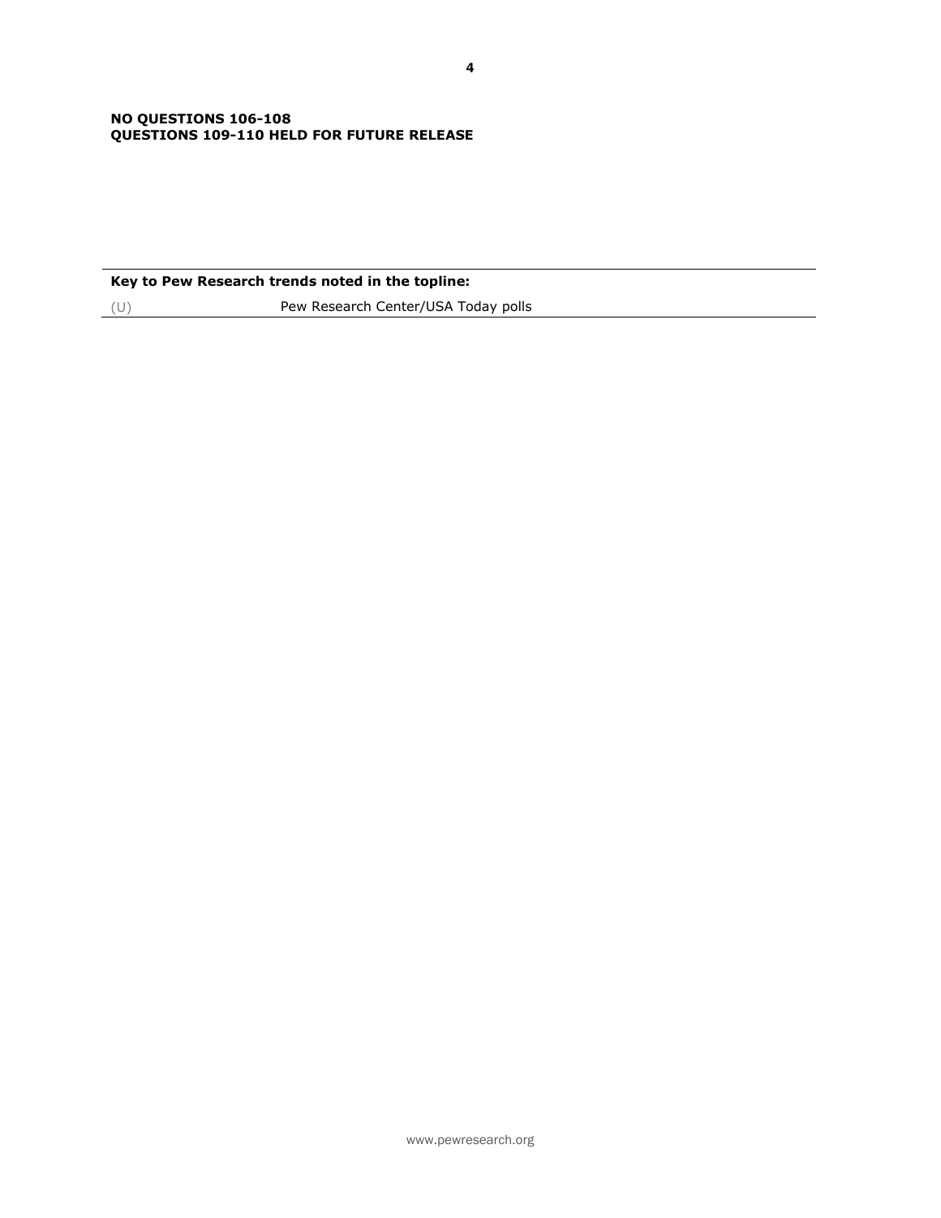**NO QUESTIONS 106-108**
**QUESTIONS 109-110 HELD FOR FUTURE RELEASE**

| **Key to Pew Research trends noted in the topline:** | |
| --- | --- |
| (U) | Pew Research Center/USA Today polls |